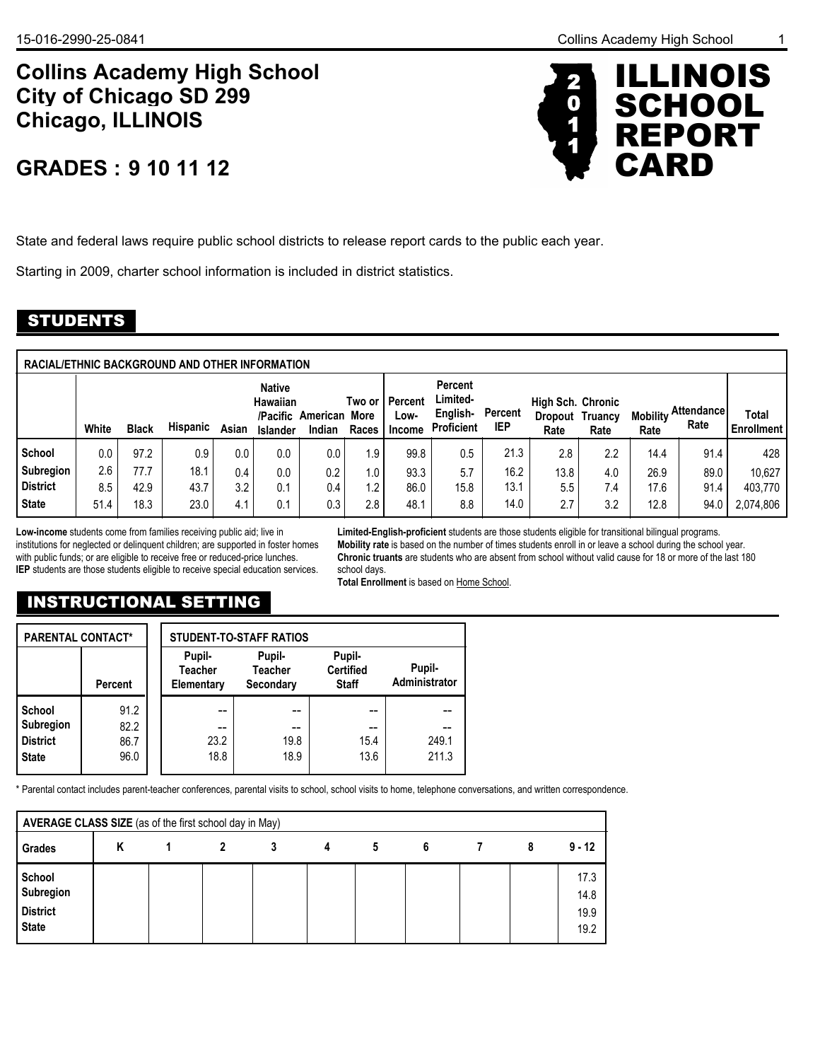# Collins Academy High School
# City of Chicago SD 299
# Chicago, ILLINOIS

## GRADES : 9 10 11 12

# 2011 ILLINOIS SCHOOL REPORT CARD

State and federal laws require public school districts to release report cards to the public each year.

Starting in 2009, charter school information is included in district statistics.

## STUDENTS

**RACIAL/ETHNIC BACKGROUND AND OTHER INFORMATION**

| | White | Black | Hispanic | Asian | Native Hawaiian /Pacific Islander | American Indian | Two or More Races | Percent Low-Income | Percent Limited-English-Proficient | Percent IEP | High Sch. Dropout Rate | Chronic Truancy Rate | Mobility Rate | Attendance Rate | Total Enrollment |
|---|---|---|---|---|---|---|---|---|---|---|---|---|---|---|---|
| School | 0.0 | 97.2 | 0.9 | 0.0 | 0.0 | 0.0 | 1.9 | 99.8 | 0.5 | 21.3 | 2.8 | 2.2 | 14.4 | 91.4 | 428 |
| Subregion | 2.6 | 77.7 | 18.1 | 0.4 | 0.0 | 0.2 | 1.0 | 93.3 | 5.7 | 16.2 | 13.8 | 4.0 | 26.9 | 89.0 | 10,627 |
| District | 8.5 | 42.9 | 43.7 | 3.2 | 0.1 | 0.4 | 1.2 | 86.0 | 15.8 | 13.1 | 5.5 | 7.4 | 17.6 | 91.4 | 403,770 |
| State | 51.4 | 18.3 | 23.0 | 4.1 | 0.1 | 0.3 | 2.8 | 48.1 | 8.8 | 14.0 | 2.7 | 3.2 | 12.8 | 94.0 | 2,074,806 |

**Low-income** students come from families receiving public aid; live in institutions for neglected or delinquent children; are supported in foster homes with public funds; or are eligible to receive free or reduced-price lunches.
**IEP** students are those students eligible to receive special education services.

**Limited-English-proficient** students are those students eligible for transitional bilingual programs.
**Mobility rate** is based on the number of times students enroll in or leave a school during the school year.
**Chronic truants** are students who are absent from school without valid cause for 18 or more of the last 180 school days.
**Total Enrollment** is based on Home School.

## INSTRUCTIONAL SETTING

**PARENTAL CONTACT***

| | Percent |
|---|---|
| School | 91.2 |
| Subregion | 82.2 |
| District | 86.7 |
| State | 96.0 |

**STUDENT-TO-STAFF RATIOS**

| | Pupil-Teacher Elementary | Pupil-Teacher Secondary | Pupil-Certified Staff | Pupil-Administrator |
|---|---|---|---|---|
| School | -- | -- | -- | -- |
| Subregion | -- | -- | -- | -- |
| District | 23.2 | 19.8 | 15.4 | 249.1 |
| State | 18.8 | 18.9 | 13.6 | 211.3 |

* Parental contact includes parent-teacher conferences, parental visits to school, school visits to home, telephone conversations, and written correspondence.

**AVERAGE CLASS SIZE** (as of the first school day in May)

| Grades | K | 1 | 2 | 3 | 4 | 5 | 6 | 7 | 8 | 9 - 12 |
|---|---|---|---|---|---|---|---|---|---|---|
| School | | | | | | | | | | 17.3 |
| Subregion | | | | | | | | | | 14.8 |
| District | | | | | | | | | | 19.9 |
| State | | | | | | | | | | 19.2 |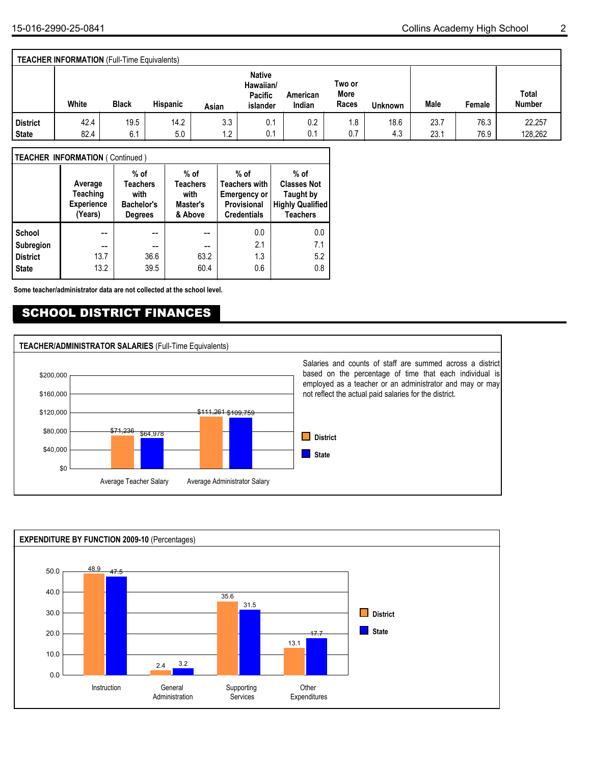**TEACHER INFORMATION** (Full-Time Equivalents)

| | White | Black | Hispanic | Asian | Native Hawaiian/ Pacific islander | American Indian | Two or More Races | Unknown | Male | Female | Total Number |
|---|---|---|---|---|---|---|---|---|---|---|---|
| District | 42.4 | 19.5 | 14.2 | 3.3 | 0.1 | 0.2 | 1.8 | 18.6 | 23.7 | 76.3 | 22,257 |
| State | 82.4 | 6.1 | 5.0 | 1.2 | 0.1 | 0.1 | 0.7 | 4.3 | 23.1 | 76.9 | 128,262 |

**TEACHER INFORMATION** ( Continued )

| | Average Teaching Experience (Years) | % of Teachers with Bachelor's Degrees | % of Teachers with Master's & Above | % of Teachers with Emergency or Provisional Credentials | % of Classes Not Taught by Highly Qualified Teachers |
|---|---|---|---|---|---|
| School | -- | -- | -- | 0.0 | 0.0 |
| Subregion | -- | -- | -- | 2.1 | 7.1 |
| District | 13.7 | 36.6 | 63.2 | 1.3 | 5.2 |
| State | 13.2 | 39.5 | 60.4 | 0.6 | 0.8 |

**Some teacher/administrator data are not collected at the school level.**

## SCHOOL DISTRICT FINANCES

**TEACHER/ADMINISTRATOR SALARIES** (Full-Time Equivalents)

| | District | State |
|---|---|---|
| Average Teacher Salary | $71,236 | $64,978 |
| Average Administrator Salary | $111,261 | $109,759 |

Salaries and counts of staff are summed across a district based on the percentage of time that each individual is employed as a teacher or an administrator and may or may not reflect the actual paid salaries for the district.

**EXPENDITURE BY FUNCTION 2009-10** (Percentages)

| | District | State |
|---|---|---|
| Instruction | 48.9 | 47.5 |
| General Administration | 2.4 | 3.2 |
| Supporting Services | 35.6 | 31.5 |
| Other Expenditures | 13.1 | 17.7 |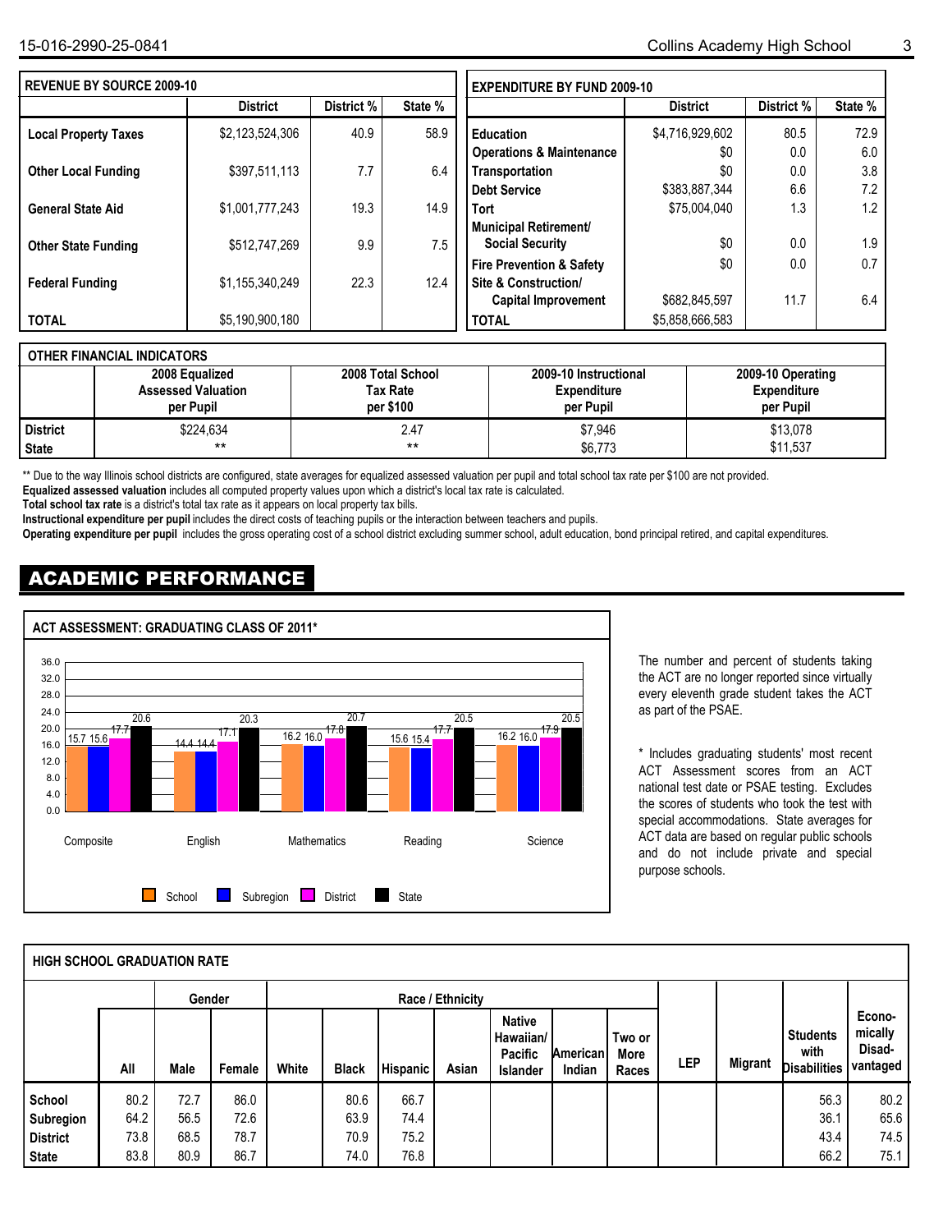## REVENUE BY SOURCE 2009-10

| | District | District % | State % |
|---|---|---|---|
| **Local Property Taxes** | $2,123,524,306 | 40.9 | 58.9 |
| **Other Local Funding** | $397,511,113 | 7.7 | 6.4 |
| **General State Aid** | $1,001,777,243 | 19.3 | 14.9 |
| **Other State Funding** | $512,747,269 | 9.9 | 7.5 |
| **Federal Funding** | $1,155,340,249 | 22.3 | 12.4 |
| **TOTAL** | $5,190,900,180 | | |

## EXPENDITURE BY FUND 2009-10

| | District | District % | State % |
|---|---|---|---|
| **Education** | $4,716,929,602 | 80.5 | 72.9 |
| **Operations & Maintenance** | $0 | 0.0 | 6.0 |
| **Transportation** | $0 | 0.0 | 3.8 |
| **Debt Service** | $383,887,344 | 6.6 | 7.2 |
| **Tort** | $75,004,040 | 1.3 | 1.2 |
| **Municipal Retirement/ Social Security** | $0 | 0.0 | 1.9 |
| **Fire Prevention & Safety** | $0 | 0.0 | 0.7 |
| **Site & Construction/ Capital Improvement** | $682,845,597 | 11.7 | 6.4 |
| **TOTAL** | $5,858,666,583 | | |

## OTHER FINANCIAL INDICATORS

| | 2008 Equalized Assessed Valuation per Pupil | 2008 Total School Tax Rate per $100 | 2009-10 Instructional Expenditure per Pupil | 2009-10 Operating Expenditure per Pupil |
|---|---|---|---|---|
| **District** | $224,634 | 2.47 | $7,946 | $13,078 |
| **State** | ** | ** | $6,773 | $11,537 |

** Due to the way Illinois school districts are configured, state averages for equalized assessed valuation per pupil and total school tax rate per $100 are not provided.

**Equalized assessed valuation** includes all computed property values upon which a district's local tax rate is calculated.

**Total school tax rate** is a district's total tax rate as it appears on local property tax bills.

**Instructional expenditure per pupil** includes the direct costs of teaching pupils or the interaction between teachers and pupils.

**Operating expenditure per pupil** includes the gross operating cost of a school district excluding summer school, adult education, bond principal retired, and capital expenditures.

# ACADEMIC PERFORMANCE

## ACT ASSESSMENT: GRADUATING CLASS OF 2011*

| | School | Subregion | District | State |
|---|---|---|---|---|
| Composite | 15.7 | 15.6 | 17.7 | 20.6 |
| English | 14.4 | 14.4 | 17.1 | 20.3 |
| Mathematics | 16.2 | 16.0 | 17.8 | 20.7 |
| Reading | 15.6 | 15.4 | 17.7 | 20.5 |
| Science | 16.2 | 16.0 | 17.9 | 20.5 |

The number and percent of students taking the ACT are no longer reported since virtually every eleventh grade student takes the ACT as part of the PSAE.

* Includes graduating students' most recent ACT Assessment scores from an ACT national test date or PSAE testing. Excludes the scores of students who took the test with special accommodations. State averages for ACT data are based on regular public schools and do not include private and special purpose schools.

## HIGH SCHOOL GRADUATION RATE

| | | Gender | | Race / Ethnicity | | | | | | | | | | |
|---|---|---|---|---|---|---|---|---|---|---|---|---|---|---|
| | All | Male | Female | White | Black | Hispanic | Asian | Native Hawaiian/ Pacific Islander | American Indian | Two or More Races | LEP | Migrant | Students with Disabilities | Economically Disadvantaged |
| **School** | 80.2 | 72.7 | 86.0 | | 80.6 | 66.7 | | | | | | | 56.3 | 80.2 |
| **Subregion** | 64.2 | 56.5 | 72.6 | | 63.9 | 74.4 | | | | | | | 36.1 | 65.6 |
| **District** | 73.8 | 68.5 | 78.7 | | 70.9 | 75.2 | | | | | | | 43.4 | 74.5 |
| **State** | 83.8 | 80.9 | 86.7 | | 74.0 | 76.8 | | | | | | | 66.2 | 75.1 |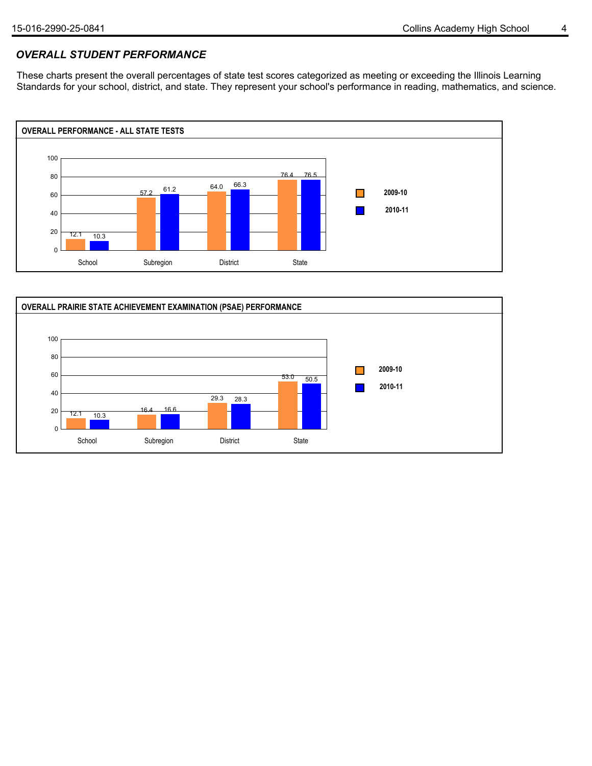## *OVERALL STUDENT PERFORMANCE*

These charts present the overall percentages of state test scores categorized as meeting or exceeding the Illinois Learning Standards for your school, district, and state. They represent your school's performance in reading, mathematics, and science.

**OVERALL PERFORMANCE - ALL STATE TESTS**

| | School | Subregion | District | State |
|---|---|---|---|---|
| 2009-10 | 12.1 | 57.2 | 64.0 | 76.4 |
| 2010-11 | 10.3 | 61.2 | 66.3 | 76.5 |

**OVERALL PRAIRIE STATE ACHIEVEMENT EXAMINATION (PSAE) PERFORMANCE**

| | School | Subregion | District | State |
|---|---|---|---|---|
| 2009-10 | 12.1 | 16.4 | 29.3 | 53.0 |
| 2010-11 | 10.3 | 16.6 | 28.3 | 50.5 |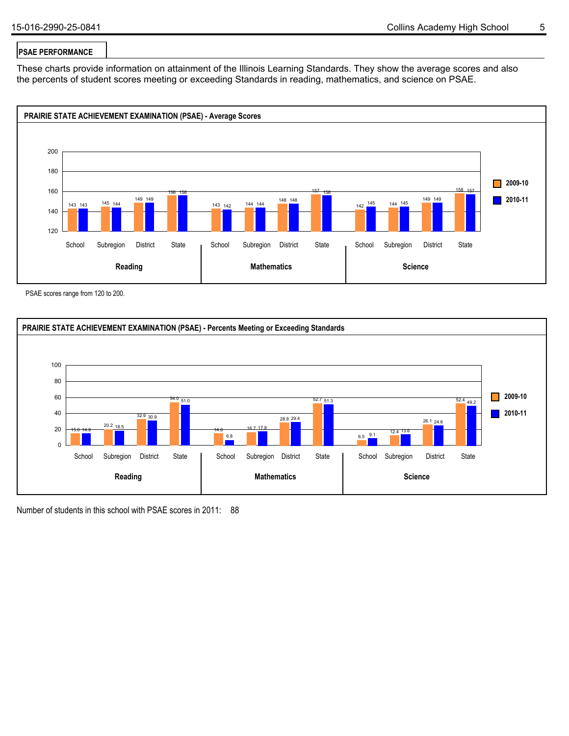## PSAE PERFORMANCE

These charts provide information on attainment of the Illinois Learning Standards. They show the average scores and also the percents of student scores meeting or exceeding Standards in reading, mathematics, and science on PSAE.

### PRAIRIE STATE ACHIEVEMENT EXAMINATION (PSAE) - Average Scores

| Subject | Level | 2009-10 | 2010-11 |
| --- | --- | --- | --- |
| Reading | School | 143 | 143 |
| Reading | Subregion | 145 | 144 |
| Reading | District | 149 | 149 |
| Reading | State | 156 | 156 |
| Mathematics | School | 143 | 142 |
| Mathematics | Subregion | 144 | 144 |
| Mathematics | District | 148 | 148 |
| Mathematics | State | 157 | 156 |
| Science | School | 142 | 145 |
| Science | Subregion | 144 | 145 |
| Science | District | 149 | 149 |
| Science | State | 158 | 157 |

PSAE scores range from 120 to 200.

### PRAIRIE STATE ACHIEVEMENT EXAMINATION (PSAE) - Percents Meeting or Exceeding Standards

| Subject | Level | 2009-10 | 2010-11 |
| --- | --- | --- | --- |
| Reading | School | 15.8 | 14.9 |
| Reading | Subregion | 20.2 | 18.5 |
| Reading | District | 32.9 | 30.9 |
| Reading | State | 54.0 | 51.0 |
| Mathematics | School | 14.8 | 6.8 |
| Mathematics | Subregion | 16.7 | 17.8 |
| Mathematics | District | 28.8 | 29.4 |
| Mathematics | State | 52.7 | 51.3 |
| Science | School | 6.5 | 9.1 |
| Science | Subregion | 12.4 | 13.6 |
| Science | District | 26.1 | 24.6 |
| Science | State | 52.4 | 49.2 |

Number of students in this school with PSAE scores in 2011: 88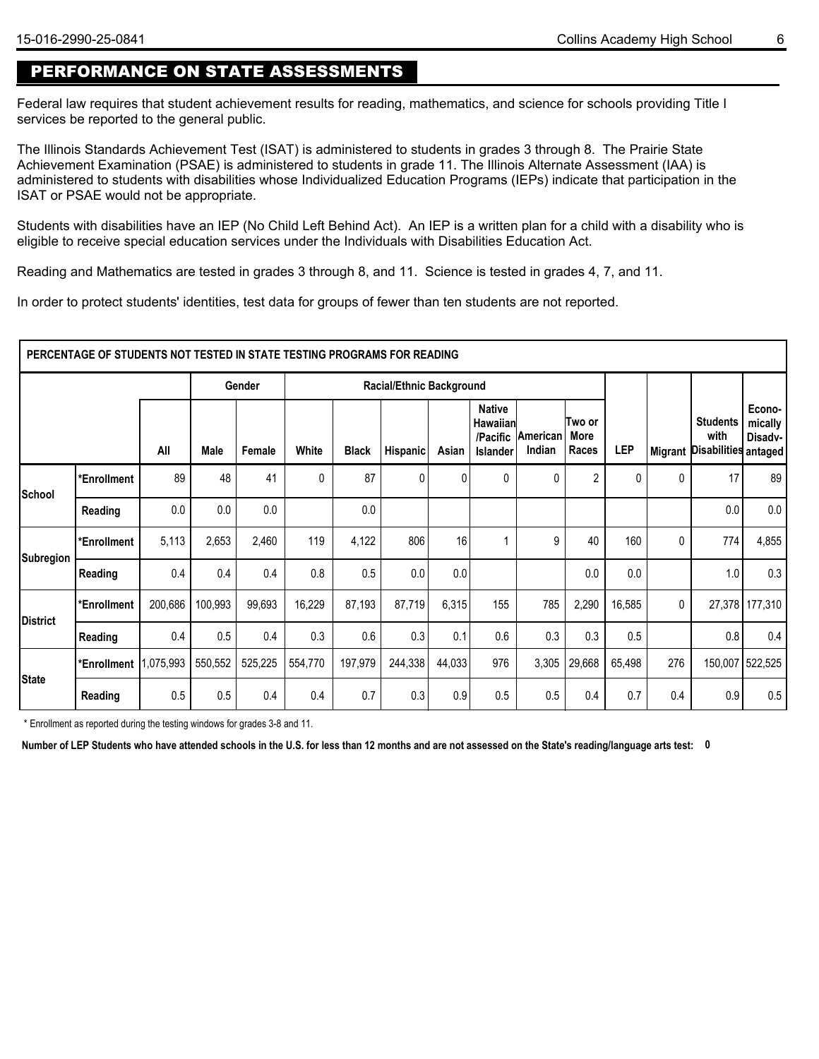## PERFORMANCE ON STATE ASSESSMENTS

Federal law requires that student achievement results for reading, mathematics, and science for schools providing Title I services be reported to the general public.

The Illinois Standards Achievement Test (ISAT) is administered to students in grades 3 through 8. The Prairie State Achievement Examination (PSAE) is administered to students in grade 11. The Illinois Alternate Assessment (IAA) is administered to students with disabilities whose Individualized Education Programs (IEPs) indicate that participation in the ISAT or PSAE would not be appropriate.

Students with disabilities have an IEP (No Child Left Behind Act). An IEP is a written plan for a child with a disability who is eligible to receive special education services under the Individuals with Disabilities Education Act.

Reading and Mathematics are tested in grades 3 through 8, and 11. Science is tested in grades 4, 7, and 11.

In order to protect students' identities, test data for groups of fewer than ten students are not reported.

**PERCENTAGE OF STUDENTS NOT TESTED IN STATE TESTING PROGRAMS FOR READING**

| | | | Gender | | Racial/Ethnic Background | | | | | | | | | | |
|---|---|---|---|---|---|---|---|---|---|---|---|---|---|---|---|
| | | All | Male | Female | White | Black | Hispanic | Asian | Native Hawaiian /Pacific Islander | American Indian | Two or More Races | LEP | Migrant | Students with Disabilities | Economically Disadvantaged |
| School | *Enrollment | 89 | 48 | 41 | 0 | 87 | 0 | 0 | 0 | 0 | 2 | 0 | 0 | 17 | 89 |
| | Reading | 0.0 | 0.0 | 0.0 | | 0.0 | | | | | | | | 0.0 | 0.0 |
| Subregion | *Enrollment | 5,113 | 2,653 | 2,460 | 119 | 4,122 | 806 | 16 | 1 | 9 | 40 | 160 | 0 | 774 | 4,855 |
| | Reading | 0.4 | 0.4 | 0.4 | 0.8 | 0.5 | 0.0 | 0.0 | | | 0.0 | 0.0 | | 1.0 | 0.3 |
| District | *Enrollment | 200,686 | 100,993 | 99,693 | 16,229 | 87,193 | 87,719 | 6,315 | 155 | 785 | 2,290 | 16,585 | 0 | 27,378 | 177,310 |
| | Reading | 0.4 | 0.5 | 0.4 | 0.3 | 0.6 | 0.3 | 0.1 | 0.6 | 0.3 | 0.3 | 0.5 | | 0.8 | 0.4 |
| State | *Enrollment | 1,075,993 | 550,552 | 525,225 | 554,770 | 197,979 | 244,338 | 44,033 | 976 | 3,305 | 29,668 | 65,498 | 276 | 150,007 | 522,525 |
| | Reading | 0.5 | 0.5 | 0.4 | 0.4 | 0.7 | 0.3 | 0.9 | 0.5 | 0.5 | 0.4 | 0.7 | 0.4 | 0.9 | 0.5 |

\* Enrollment as reported during the testing windows for grades 3-8 and 11.

**Number of LEP Students who have attended schools in the U.S. for less than 12 months and are not assessed on the State's reading/language arts test: 0**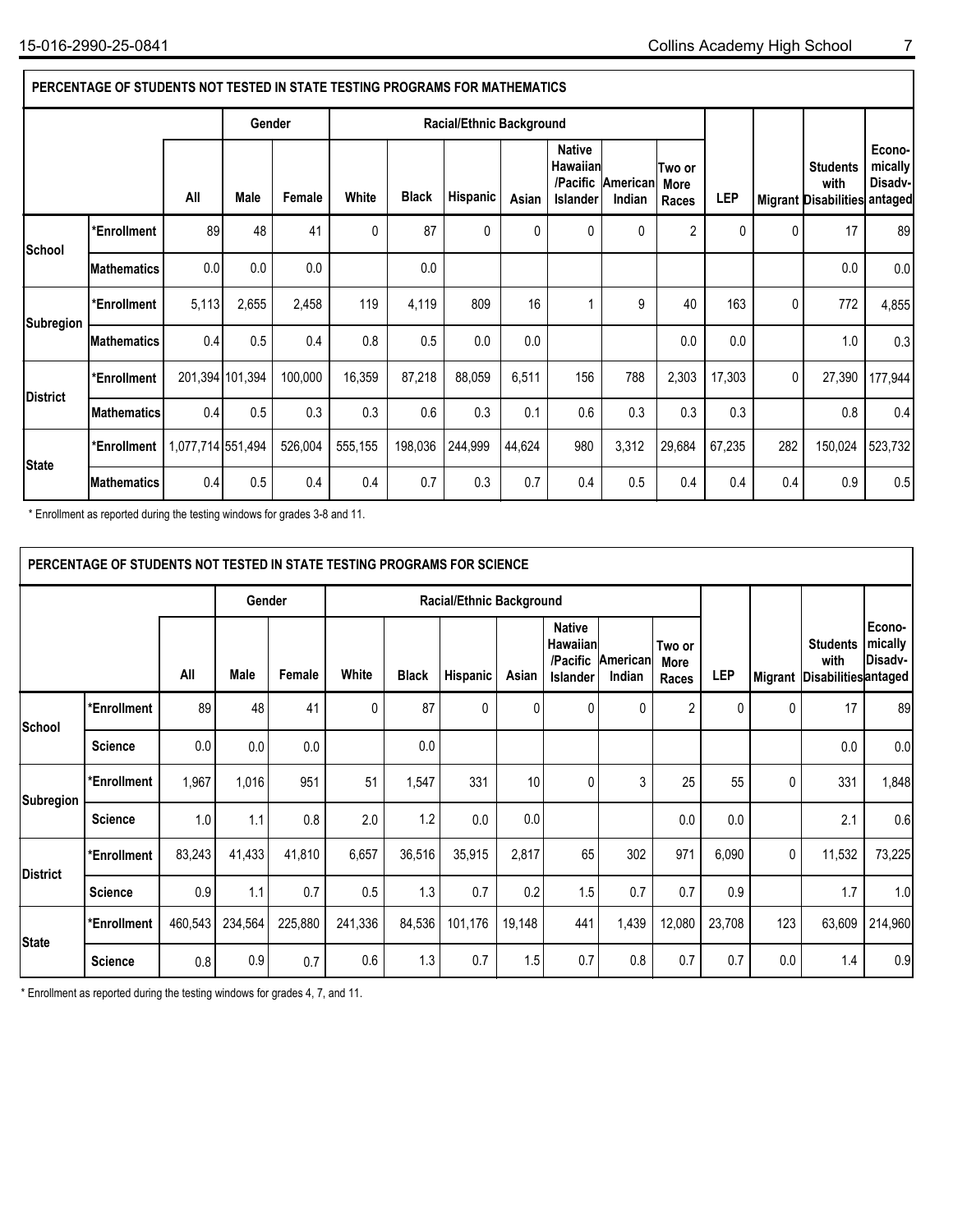## PERCENTAGE OF STUDENTS NOT TESTED IN STATE TESTING PROGRAMS FOR MATHEMATICS

| | | | Gender | | Racial/Ethnic Background | | | | | | | | | | |
|---|---|---|---|---|---|---|---|---|---|---|---|---|---|---|---|
| | | All | Male | Female | White | Black | Hispanic | Asian | Native Hawaiian /Pacific Islander | American Indian | Two or More Races | LEP | Migrant | Students with Disabilities | Economically Disadvantaged |
| School | *Enrollment | 89 | 48 | 41 | 0 | 87 | 0 | 0 | 0 | 0 | 2 | 0 | 0 | 17 | 89 |
| | Mathematics | 0.0 | 0.0 | 0.0 | | 0.0 | | | | | | | | 0.0 | 0.0 |
| Subregion | *Enrollment | 5,113 | 2,655 | 2,458 | 119 | 4,119 | 809 | 16 | 1 | 9 | 40 | 163 | 0 | 772 | 4,855 |
| | Mathematics | 0.4 | 0.5 | 0.4 | 0.8 | 0.5 | 0.0 | 0.0 | | | 0.0 | 0.0 | | 1.0 | 0.3 |
| District | *Enrollment | 201,394 | 101,394 | 100,000 | 16,359 | 87,218 | 88,059 | 6,511 | 156 | 788 | 2,303 | 17,303 | 0 | 27,390 | 177,944 |
| | Mathematics | 0.4 | 0.5 | 0.3 | 0.3 | 0.6 | 0.3 | 0.1 | 0.6 | 0.3 | 0.3 | 0.3 | | 0.8 | 0.4 |
| State | *Enrollment | 1,077,714 | 551,494 | 526,004 | 555,155 | 198,036 | 244,999 | 44,624 | 980 | 3,312 | 29,684 | 67,235 | 282 | 150,024 | 523,732 |
| | Mathematics | 0.4 | 0.5 | 0.4 | 0.4 | 0.7 | 0.3 | 0.7 | 0.4 | 0.5 | 0.4 | 0.4 | 0.4 | 0.9 | 0.5 |

* Enrollment as reported during the testing windows for grades 3-8 and 11.

## PERCENTAGE OF STUDENTS NOT TESTED IN STATE TESTING PROGRAMS FOR SCIENCE

| | | | Gender | | Racial/Ethnic Background | | | | | | | | | | |
|---|---|---|---|---|---|---|---|---|---|---|---|---|---|---|---|
| | | All | Male | Female | White | Black | Hispanic | Asian | Native Hawaiian /Pacific Islander | American Indian | Two or More Races | LEP | Migrant | Students with Disabilities | Economically Disadvantaged |
| School | *Enrollment | 89 | 48 | 41 | 0 | 87 | 0 | 0 | 0 | 0 | 2 | 0 | 0 | 17 | 89 |
| | Science | 0.0 | 0.0 | 0.0 | | 0.0 | | | | | | | | 0.0 | 0.0 |
| Subregion | *Enrollment | 1,967 | 1,016 | 951 | 51 | 1,547 | 331 | 10 | 0 | 3 | 25 | 55 | 0 | 331 | 1,848 |
| | Science | 1.0 | 1.1 | 0.8 | 2.0 | 1.2 | 0.0 | 0.0 | | | 0.0 | 0.0 | | 2.1 | 0.6 |
| District | *Enrollment | 83,243 | 41,433 | 41,810 | 6,657 | 36,516 | 35,915 | 2,817 | 65 | 302 | 971 | 6,090 | 0 | 11,532 | 73,225 |
| | Science | 0.9 | 1.1 | 0.7 | 0.5 | 1.3 | 0.7 | 0.2 | 1.5 | 0.7 | 0.7 | 0.9 | | 1.7 | 1.0 |
| State | *Enrollment | 460,543 | 234,564 | 225,880 | 241,336 | 84,536 | 101,176 | 19,148 | 441 | 1,439 | 12,080 | 23,708 | 123 | 63,609 | 214,960 |
| | Science | 0.8 | 0.9 | 0.7 | 0.6 | 1.3 | 0.7 | 1.5 | 0.7 | 0.8 | 0.7 | 0.7 | 0.0 | 1.4 | 0.9 |

* Enrollment as reported during the testing windows for grades 4, 7, and 11.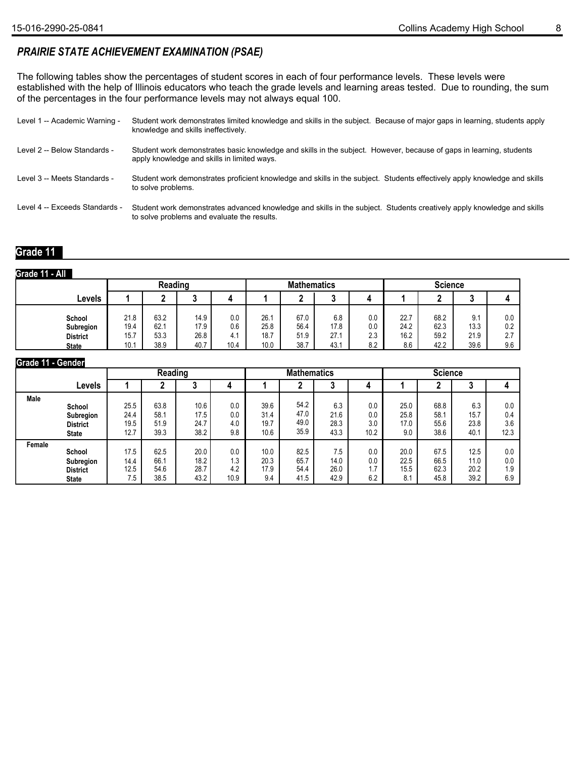## *PRAIRIE STATE ACHIEVEMENT EXAMINATION (PSAE)*

The following tables show the percentages of student scores in each of four performance levels. These levels were established with the help of Illinois educators who teach the grade levels and learning areas tested. Due to rounding, the sum of the percentages in the four performance levels may not always equal 100.

| | |
|---|---|
| Level 1 -- Academic Warning - | Student work demonstrates limited knowledge and skills in the subject. Because of major gaps in learning, students apply knowledge and skills ineffectively. |
| Level 2 -- Below Standards - | Student work demonstrates basic knowledge and skills in the subject. However, because of gaps in learning, students apply knowledge and skills in limited ways. |
| Level 3 -- Meets Standards - | Student work demonstrates proficient knowledge and skills in the subject. Students effectively apply knowledge and skills to solve problems. |
| Level 4 -- Exceeds Standards - | Student work demonstrates advanced knowledge and skills in the subject. Students creatively apply knowledge and skills to solve problems and evaluate the results. |

## Grade 11

### Grade 11 - All

| | Reading | | | | Mathematics | | | | Science | | | |
|---|---|---|---|---|---|---|---|---|---|---|---|---|
| Levels | 1 | 2 | 3 | 4 | 1 | 2 | 3 | 4 | 1 | 2 | 3 | 4 |
| School | 21.8 | 63.2 | 14.9 | 0.0 | 26.1 | 67.0 | 6.8 | 0.0 | 22.7 | 68.2 | 9.1 | 0.0 |
| Subregion | 19.4 | 62.1 | 17.9 | 0.6 | 25.8 | 56.4 | 17.8 | 0.0 | 24.2 | 62.3 | 13.3 | 0.2 |
| District | 15.7 | 53.3 | 26.8 | 4.1 | 18.7 | 51.9 | 27.1 | 2.3 | 16.2 | 59.2 | 21.9 | 2.7 |
| State | 10.1 | 38.9 | 40.7 | 10.4 | 10.0 | 38.7 | 43.1 | 8.2 | 8.6 | 42.2 | 39.6 | 9.6 |

### Grade 11 - Gender

| | | Reading | | | | Mathematics | | | | Science | | | |
|---|---|---|---|---|---|---|---|---|---|---|---|---|---|
| | Levels | 1 | 2 | 3 | 4 | 1 | 2 | 3 | 4 | 1 | 2 | 3 | 4 |
| Male | School | 25.5 | 63.8 | 10.6 | 0.0 | 39.6 | 54.2 | 6.3 | 0.0 | 25.0 | 68.8 | 6.3 | 0.0 |
| | Subregion | 24.4 | 58.1 | 17.5 | 0.0 | 31.4 | 47.0 | 21.6 | 0.0 | 25.8 | 58.1 | 15.7 | 0.4 |
| | District | 19.5 | 51.9 | 24.7 | 4.0 | 19.7 | 49.0 | 28.3 | 3.0 | 17.0 | 55.6 | 23.8 | 3.6 |
| | State | 12.7 | 39.3 | 38.2 | 9.8 | 10.6 | 35.9 | 43.3 | 10.2 | 9.0 | 38.6 | 40.1 | 12.3 |
| Female | School | 17.5 | 62.5 | 20.0 | 0.0 | 10.0 | 82.5 | 7.5 | 0.0 | 20.0 | 67.5 | 12.5 | 0.0 |
| | Subregion | 14.4 | 66.1 | 18.2 | 1.3 | 20.3 | 65.7 | 14.0 | 0.0 | 22.5 | 66.5 | 11.0 | 0.0 |
| | District | 12.5 | 54.6 | 28.7 | 4.2 | 17.9 | 54.4 | 26.0 | 1.7 | 15.5 | 62.3 | 20.2 | 1.9 |
| | State | 7.5 | 38.5 | 43.2 | 10.9 | 9.4 | 41.5 | 42.9 | 6.2 | 8.1 | 45.8 | 39.2 | 6.9 |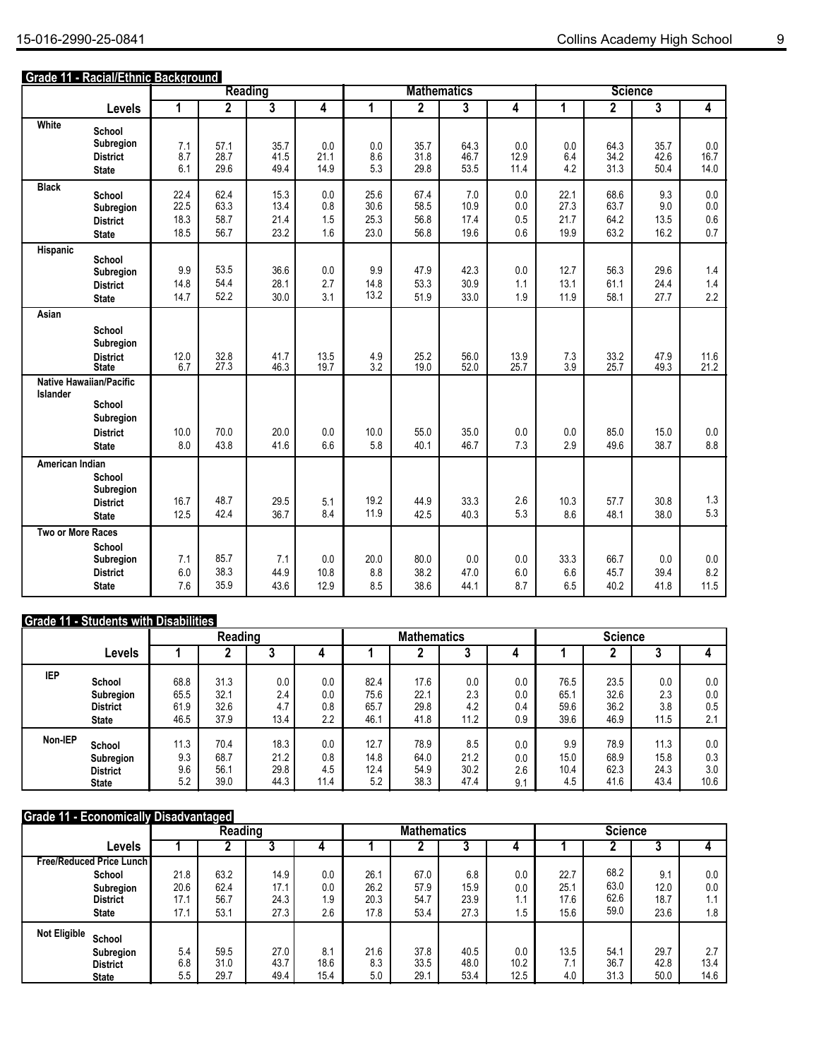## Grade 11 - Racial/Ethnic Background

| | | Reading | | | | Mathematics | | | | Science | | | |
|---|---|---|---|---|---|---|---|---|---|---|---|---|---|
| | **Levels** | **1** | **2** | **3** | **4** | **1** | **2** | **3** | **4** | **1** | **2** | **3** | **4** |
| **White** | **School** | | | | | | | | | | | | |
| | **Subregion** | 7.1 | 57.1 | 35.7 | 0.0 | 0.0 | 35.7 | 64.3 | 0.0 | 0.0 | 64.3 | 35.7 | 0.0 |
| | **District** | 8.7 | 28.7 | 41.5 | 21.1 | 8.6 | 31.8 | 46.7 | 12.9 | 6.4 | 34.2 | 42.6 | 16.7 |
| | **State** | 6.1 | 29.6 | 49.4 | 14.9 | 5.3 | 29.8 | 53.5 | 11.4 | 4.2 | 31.3 | 50.4 | 14.0 |
| **Black** | **School** | 22.4 | 62.4 | 15.3 | 0.0 | 25.6 | 67.4 | 7.0 | 0.0 | 22.1 | 68.6 | 9.3 | 0.0 |
| | **Subregion** | 22.5 | 63.3 | 13.4 | 0.8 | 30.6 | 58.5 | 10.9 | 0.0 | 27.3 | 63.7 | 9.0 | 0.0 |
| | **District** | 18.3 | 58.7 | 21.4 | 1.5 | 25.3 | 56.8 | 17.4 | 0.5 | 21.7 | 64.2 | 13.5 | 0.6 |
| | **State** | 18.5 | 56.7 | 23.2 | 1.6 | 23.0 | 56.8 | 19.6 | 0.6 | 19.9 | 63.2 | 16.2 | 0.7 |
| **Hispanic** | **School** | | | | | | | | | | | | |
| | **Subregion** | 9.9 | 53.5 | 36.6 | 0.0 | 9.9 | 47.9 | 42.3 | 0.0 | 12.7 | 56.3 | 29.6 | 1.4 |
| | **District** | 14.8 | 54.4 | 28.1 | 2.7 | 14.8 | 53.3 | 30.9 | 1.1 | 13.1 | 61.1 | 24.4 | 1.4 |
| | **State** | 14.7 | 52.2 | 30.0 | 3.1 | 13.2 | 51.9 | 33.0 | 1.9 | 11.9 | 58.1 | 27.7 | 2.2 |
| **Asian** | **School** | | | | | | | | | | | | |
| | **Subregion** | | | | | | | | | | | | |
| | **District** | 12.0 | 32.8 | 41.7 | 13.5 | 4.9 | 25.2 | 56.0 | 13.9 | 7.3 | 33.2 | 47.9 | 11.6 |
| | **State** | 6.7 | 27.3 | 46.3 | 19.7 | 3.2 | 19.0 | 52.0 | 25.7 | 3.9 | 25.7 | 49.3 | 21.2 |
| **Native Hawaiian/Pacific Islander** | **School** | | | | | | | | | | | | |
| | **Subregion** | | | | | | | | | | | | |
| | **District** | 10.0 | 70.0 | 20.0 | 0.0 | 10.0 | 55.0 | 35.0 | 0.0 | 0.0 | 85.0 | 15.0 | 0.0 |
| | **State** | 8.0 | 43.8 | 41.6 | 6.6 | 5.8 | 40.1 | 46.7 | 7.3 | 2.9 | 49.6 | 38.7 | 8.8 |
| **American Indian** | **School** | | | | | | | | | | | | |
| | **Subregion** | | | | | | | | | | | | |
| | **District** | 16.7 | 48.7 | 29.5 | 5.1 | 19.2 | 44.9 | 33.3 | 2.6 | 10.3 | 57.7 | 30.8 | 1.3 |
| | **State** | 12.5 | 42.4 | 36.7 | 8.4 | 11.9 | 42.5 | 40.3 | 5.3 | 8.6 | 48.1 | 38.0 | 5.3 |
| **Two or More Races** | **School** | | | | | | | | | | | | |
| | **Subregion** | 7.1 | 85.7 | 7.1 | 0.0 | 20.0 | 80.0 | 0.0 | 0.0 | 33.3 | 66.7 | 0.0 | 0.0 |
| | **District** | 6.0 | 38.3 | 44.9 | 10.8 | 8.8 | 38.2 | 47.0 | 6.0 | 6.6 | 45.7 | 39.4 | 8.2 |
| | **State** | 7.6 | 35.9 | 43.6 | 12.9 | 8.5 | 38.6 | 44.1 | 8.7 | 6.5 | 40.2 | 41.8 | 11.5 |

## Grade 11 - Students with Disabilities

| | | Reading | | | | Mathematics | | | | Science | | | |
|---|---|---|---|---|---|---|---|---|---|---|---|---|---|
| | **Levels** | **1** | **2** | **3** | **4** | **1** | **2** | **3** | **4** | **1** | **2** | **3** | **4** |
| **IEP** | **School** | 68.8 | 31.3 | 0.0 | 0.0 | 82.4 | 17.6 | 0.0 | 0.0 | 76.5 | 23.5 | 0.0 | 0.0 |
| | **Subregion** | 65.5 | 32.1 | 2.4 | 0.0 | 75.6 | 22.1 | 2.3 | 0.0 | 65.1 | 32.6 | 2.3 | 0.0 |
| | **District** | 61.9 | 32.6 | 4.7 | 0.8 | 65.7 | 29.8 | 4.2 | 0.4 | 59.6 | 36.2 | 3.8 | 0.5 |
| | **State** | 46.5 | 37.9 | 13.4 | 2.2 | 46.1 | 41.8 | 11.2 | 0.9 | 39.6 | 46.9 | 11.5 | 2.1 |
| **Non-IEP** | **School** | 11.3 | 70.4 | 18.3 | 0.0 | 12.7 | 78.9 | 8.5 | 0.0 | 9.9 | 78.9 | 11.3 | 0.0 |
| | **Subregion** | 9.3 | 68.7 | 21.2 | 0.8 | 14.8 | 64.0 | 21.2 | 0.0 | 15.0 | 68.9 | 15.8 | 0.3 |
| | **District** | 9.6 | 56.1 | 29.8 | 4.5 | 12.4 | 54.9 | 30.2 | 2.6 | 10.4 | 62.3 | 24.3 | 3.0 |
| | **State** | 5.2 | 39.0 | 44.3 | 11.4 | 5.2 | 38.3 | 47.4 | 9.1 | 4.5 | 41.6 | 43.4 | 10.6 |

## Grade 11 - Economically Disadvantaged

| | | Reading | | | | Mathematics | | | | Science | | | |
|---|---|---|---|---|---|---|---|---|---|---|---|---|---|
| | **Levels** | **1** | **2** | **3** | **4** | **1** | **2** | **3** | **4** | **1** | **2** | **3** | **4** |
| **Free/Reduced Price Lunch** | **School** | 21.8 | 63.2 | 14.9 | 0.0 | 26.1 | 67.0 | 6.8 | 0.0 | 22.7 | 68.2 | 9.1 | 0.0 |
| | **Subregion** | 20.6 | 62.4 | 17.1 | 0.0 | 26.2 | 57.9 | 15.9 | 0.0 | 25.1 | 63.0 | 12.0 | 0.0 |
| | **District** | 17.1 | 56.7 | 24.3 | 1.9 | 20.3 | 54.7 | 23.9 | 1.1 | 17.6 | 62.6 | 18.7 | 1.1 |
| | **State** | 17.1 | 53.1 | 27.3 | 2.6 | 17.8 | 53.4 | 27.3 | 1.5 | 15.6 | 59.0 | 23.6 | 1.8 |
| **Not Eligible** | **School** | | | | | | | | | | | | |
| | **Subregion** | 5.4 | 59.5 | 27.0 | 8.1 | 21.6 | 37.8 | 40.5 | 0.0 | 13.5 | 54.1 | 29.7 | 2.7 |
| | **District** | 6.8 | 31.0 | 43.7 | 18.6 | 8.3 | 33.5 | 48.0 | 10.2 | 7.1 | 36.7 | 42.8 | 13.4 |
| | **State** | 5.5 | 29.7 | 49.4 | 15.4 | 5.0 | 29.1 | 53.4 | 12.5 | 4.0 | 31.3 | 50.0 | 14.6 |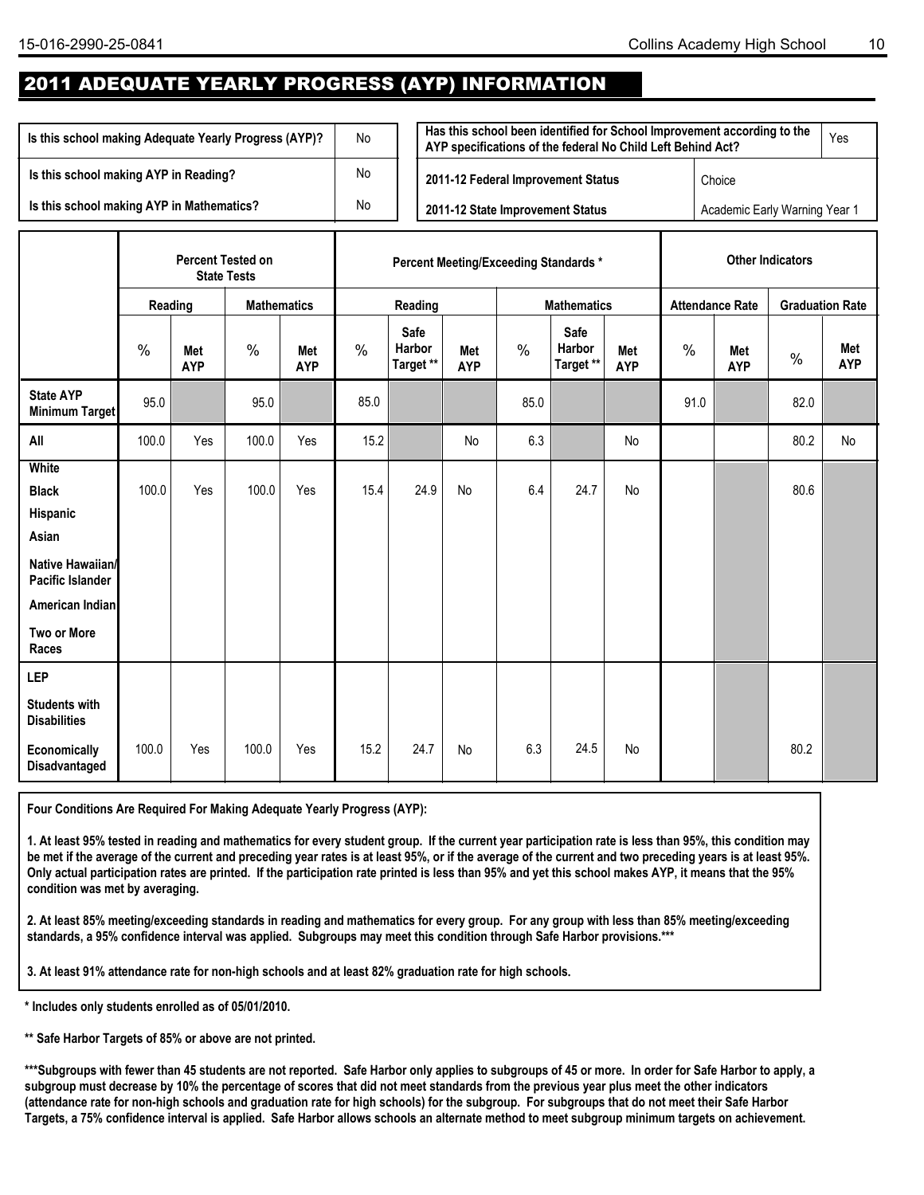## 2011 ADEQUATE YEARLY PROGRESS (AYP) INFORMATION

| | |
|---|---|
| Is this school making Adequate Yearly Progress (AYP)? | No |
| Is this school making AYP in Reading? | No |
| Is this school making AYP in Mathematics? | No |

| | |
|---|---|
| Has this school been identified for School Improvement according to the AYP specifications of the federal No Child Left Behind Act? | Yes |
| 2011-12 Federal Improvement Status | Choice |
| 2011-12 State Improvement Status | Academic Early Warning Year 1 |

| | Percent Tested on State Tests | | | | Percent Meeting/Exceeding Standards * | | | | | | Other Indicators | | | |
|---|---|---|---|---|---|---|---|---|---|---|---|---|---|---|
| | Reading | | Mathematics | | Reading | | | Mathematics | | | Attendance Rate | | Graduation Rate | |
| | % | Met AYP | % | Met AYP | % | Safe Harbor Target ** | Met AYP | % | Safe Harbor Target ** | Met AYP | % | Met AYP | % | Met AYP |
| State AYP Minimum Target | 95.0 | | 95.0 | | 85.0 | | | 85.0 | | | 91.0 | | 82.0 | |
| All | 100.0 | Yes | 100.0 | Yes | 15.2 | | No | 6.3 | | No | | | 80.2 | No |
| White | | | | | | | | | | | | | | |
| Black | 100.0 | Yes | 100.0 | Yes | 15.4 | 24.9 | No | 6.4 | 24.7 | No | | | 80.6 | |
| Hispanic | | | | | | | | | | | | | | |
| Asian | | | | | | | | | | | | | | |
| Native Hawaiian/ Pacific Islander | | | | | | | | | | | | | | |
| American Indian | | | | | | | | | | | | | | |
| Two or More Races | | | | | | | | | | | | | | |
| LEP | | | | | | | | | | | | | | |
| Students with Disabilities | | | | | | | | | | | | | | |
| Economically Disadvantaged | 100.0 | Yes | 100.0 | Yes | 15.2 | 24.7 | No | 6.3 | 24.5 | No | | | 80.2 | |

**Four Conditions Are Required For Making Adequate Yearly Progress (AYP):**

**1. At least 95% tested in reading and mathematics for every student group. If the current year participation rate is less than 95%, this condition may be met if the average of the current and preceding year rates is at least 95%, or if the average of the current and two preceding years is at least 95%. Only actual participation rates are printed. If the participation rate printed is less than 95% and yet this school makes AYP, it means that the 95% condition was met by averaging.**

**2. At least 85% meeting/exceeding standards in reading and mathematics for every group. For any group with less than 85% meeting/exceeding standards, a 95% confidence interval was applied. Subgroups may meet this condition through Safe Harbor provisions.*****

**3. At least 91% attendance rate for non-high schools and at least 82% graduation rate for high schools.**

**\* Includes only students enrolled as of 05/01/2010.**

**\*\* Safe Harbor Targets of 85% or above are not printed.**

**\*\*\*Subgroups with fewer than 45 students are not reported. Safe Harbor only applies to subgroups of 45 or more. In order for Safe Harbor to apply, a subgroup must decrease by 10% the percentage of scores that did not meet standards from the previous year plus meet the other indicators (attendance rate for non-high schools and graduation rate for high schools) for the subgroup. For subgroups that do not meet their Safe Harbor Targets, a 75% confidence interval is applied. Safe Harbor allows schools an alternate method to meet subgroup minimum targets on achievement.**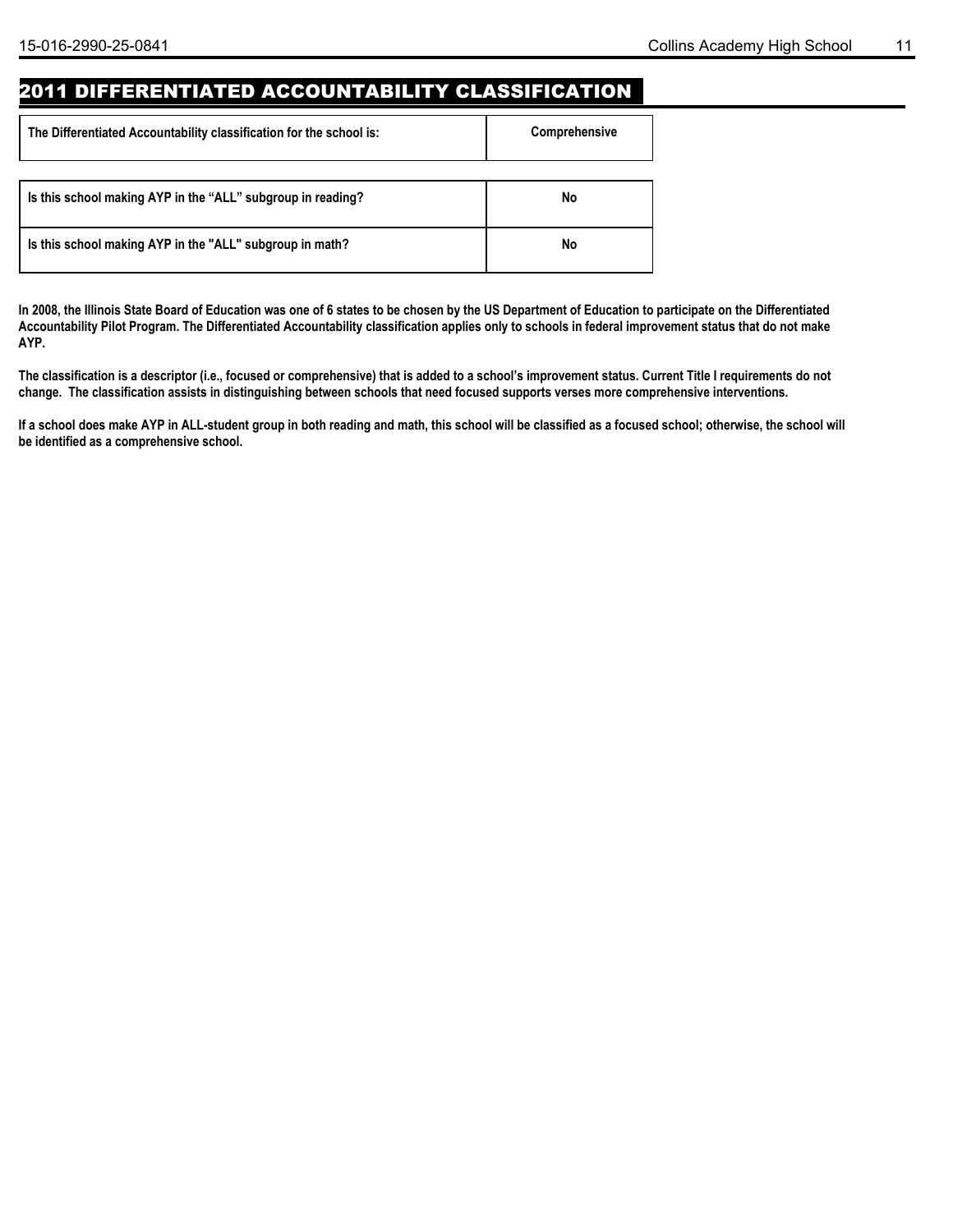## 2011 DIFFERENTIATED ACCOUNTABILITY CLASSIFICATION

| | |
|---|---|
| The Differentiated Accountability classification for the school is: | Comprehensive |

| | |
|---|---|
| Is this school making AYP in the “ALL” subgroup in reading? | No |
| Is this school making AYP in the "ALL" subgroup in math? | No |

In 2008, the Illinois State Board of Education was one of 6 states to be chosen by the US Department of Education to participate on the Differentiated Accountability Pilot Program. The Differentiated Accountability classification applies only to schools in federal improvement status that do not make AYP.

The classification is a descriptor (i.e., focused or comprehensive) that is added to a school’s improvement status. Current Title I requirements do not change. The classification assists in distinguishing between schools that need focused supports verses more comprehensive interventions.

If a school does make AYP in ALL-student group in both reading and math, this school will be classified as a focused school; otherwise, the school will be identified as a comprehensive school.